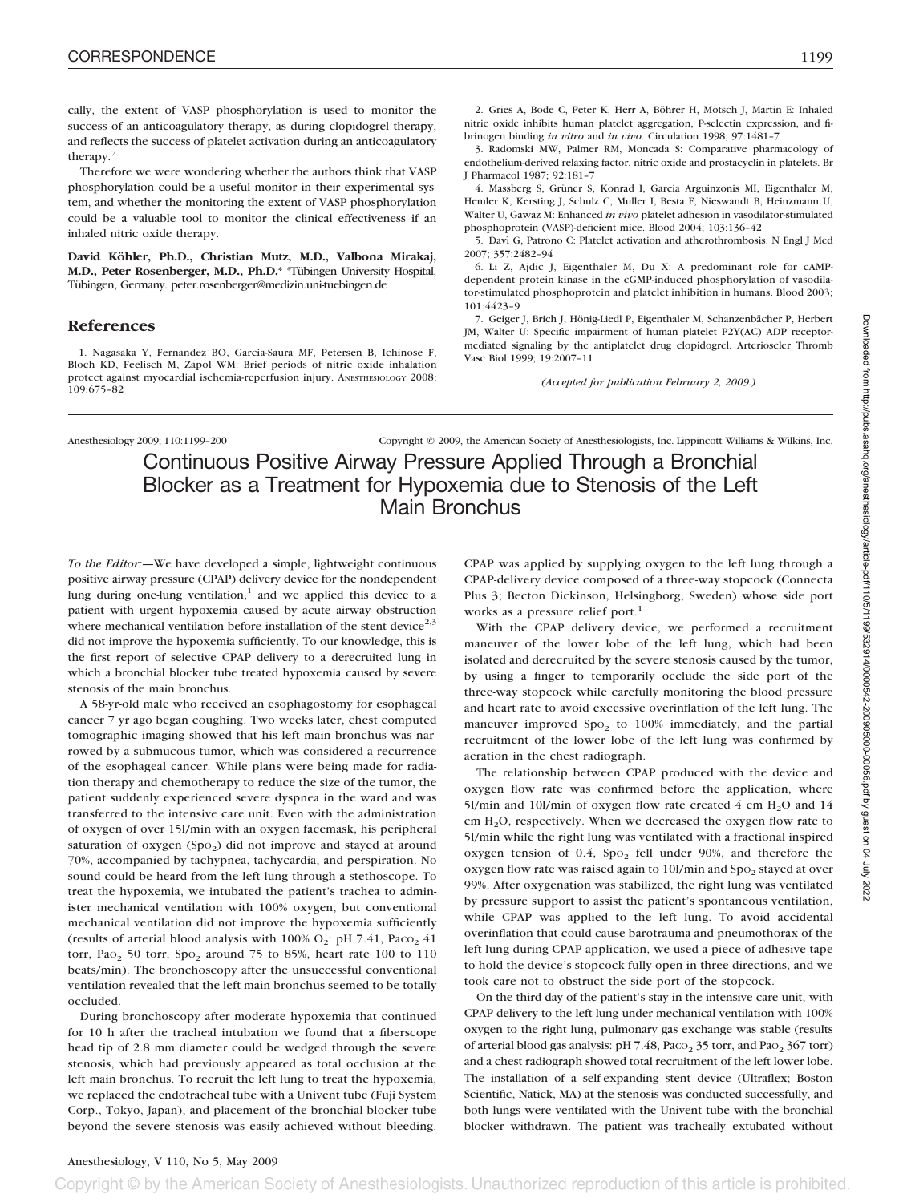cally, the extent of VASP phosphorylation is used to monitor the success of an anticoagulatory therapy, as during clopidogrel therapy, and reflects the success of platelet activation during an anticoagulatory therapy.[7]

Therefore we were wondering whether the authors think that VASP phosphorylation could be a useful monitor in their experimental system, and whether the monitoring the extent of VASP phosphorylation could be a valuable tool to monitor the clinical effectiveness if an inhaled nitric oxide therapy.

**David Köhler, Ph.D., Christian Mutz, M.D., Valbona Mirakaj, M.D., Peter Rosenberger, M.D., Ph.D.*** *Tübingen University Hospital, Tübingen, Germany. peter.rosenberger@medizin.uni-tuebingen.de

## References

1. Nagasaka Y, Fernandez BO, Garcia-Saura MF, Petersen B, Ichinose F, Bloch KD, Feelisch M, Zapol WM: Brief periods of nitric oxide inhalation protect against myocardial ischemia-reperfusion injury. ANESTHESIOLOGY 2008; 109:675–82
2. Gries A, Bode C, Peter K, Herr A, Böhrer H, Motsch J, Martin E: Inhaled nitric oxide inhibits human platelet aggregation, P-selectin expression, and fibrinogen binding *in vitro* and *in vivo*. Circulation 1998; 97:1481–7
3. Radomski MW, Palmer RM, Moncada S: Comparative pharmacology of endothelium-derived relaxing factor, nitric oxide and prostacyclin in platelets. Br J Pharmacol 1987; 92:181–7
4. Massberg S, Grüner S, Konrad I, Garcia Arguinzonis MI, Eigenthaler M, Hemler K, Kersting J, Schulz C, Muller I, Besta F, Nieswandt B, Heinzmann U, Walter U, Gawaz M: Enhanced *in vivo* platelet adhesion in vasodilator-stimulated phosphoprotein (VASP)-deficient mice. Blood 2004; 103:136–42
5. Davì G, Patrono C: Platelet activation and atherothrombosis. N Engl J Med 2007; 357:2482–94
6. Li Z, Ajdic J, Eigenthaler M, Du X: A predominant role for cAMP-dependent protein kinase in the cGMP-induced phosphorylation of vasodilator-stimulated phosphoprotein and platelet inhibition in humans. Blood 2003; 101:4423–9
7. Geiger J, Brich J, Hönig-Liedl P, Eigenthaler M, Schanzenbächer P, Herbert JM, Walter U: Specific impairment of human platelet P2Y(AC) ADP receptor-mediated signaling by the antiplatelet drug clopidogrel. Arterioscler Thromb Vasc Biol 1999; 19:2007–11

*(Accepted for publication February 2, 2009.)*

---

Anesthesiology 2009; 110:1199–200 Copyright © 2009, the American Society of Anesthesiologists, Inc. Lippincott Williams & Wilkins, Inc.

# Continuous Positive Airway Pressure Applied Through a Bronchial Blocker as a Treatment for Hypoxemia due to Stenosis of the Left Main Bronchus

*To the Editor:*—We have developed a simple, lightweight continuous positive airway pressure (CPAP) delivery device for the nondependent lung during one-lung ventilation,[1] and we applied this device to a patient with urgent hypoxemia caused by acute airway obstruction where mechanical ventilation before installation of the stent device[2,3] did not improve the hypoxemia sufficiently. To our knowledge, this is the first report of selective CPAP delivery to a derecruited lung in which a bronchial blocker tube treated hypoxemia caused by severe stenosis of the main bronchus.

A 58-yr-old male who received an esophagostomy for esophageal cancer 7 yr ago began coughing. Two weeks later, chest computed tomographic imaging showed that his left main bronchus was narrowed by a submucous tumor, which was considered a recurrence of the esophageal cancer. While plans were being made for radiation therapy and chemotherapy to reduce the size of the tumor, the patient suddenly experienced severe dyspnea in the ward and was transferred to the intensive care unit. Even with the administration of oxygen of over 15l/min with an oxygen facemask, his peripheral saturation of oxygen ($Sp_{O_2}$) did not improve and stayed at around 70%, accompanied by tachypnea, tachycardia, and perspiration. No sound could be heard from the left lung through a stethoscope. To treat the hypoxemia, we intubated the patient's trachea to administer mechanical ventilation with 100% oxygen, but conventional mechanical ventilation did not improve the hypoxemia sufficiently (results of arterial blood analysis with 100% $O_2$: pH 7.41, $Pa_{CO_2}$ 41 torr, $Pa_{O_2}$ 50 torr, $Sp_{O_2}$ around 75 to 85%, heart rate 100 to 110 beats/min). The bronchoscopy after the unsuccessful conventional ventilation revealed that the left main bronchus seemed to be totally occluded.

During bronchoscopy after moderate hypoxemia that continued for 10 h after the tracheal intubation we found that a fiberscope head tip of 2.8 mm diameter could be wedged through the severe stenosis, which had previously appeared as total occlusion at the left main bronchus. To recruit the left lung to treat the hypoxemia, we replaced the endotracheal tube with a Univent tube (Fuji System Corp., Tokyo, Japan), and placement of the bronchial blocker tube beyond the severe stenosis was easily achieved without bleeding. CPAP was applied by supplying oxygen to the left lung through a CPAP-delivery device composed of a three-way stopcock (Connecta Plus 3; Becton Dickinson, Helsingborg, Sweden) whose side port works as a pressure relief port.[1]

With the CPAP delivery device, we performed a recruitment maneuver of the lower lobe of the left lung, which had been isolated and derecruited by the severe stenosis caused by the tumor, by using a finger to temporarily occlude the side port of the three-way stopcock while carefully monitoring the blood pressure and heart rate to avoid excessive overinflation of the left lung. The maneuver improved $Sp_{O_2}$ to 100% immediately, and the partial recruitment of the lower lobe of the left lung was confirmed by aeration in the chest radiograph.

The relationship between CPAP produced with the device and oxygen flow rate was confirmed before the application, where 5l/min and 10l/min of oxygen flow rate created 4 cm $H_2O$ and 14 cm $H_2O$, respectively. When we decreased the oxygen flow rate to 5l/min while the right lung was ventilated with a fractional inspired oxygen tension of 0.4, $Sp_{O_2}$ fell under 90%, and therefore the oxygen flow rate was raised again to 10l/min and $Sp_{O_2}$ stayed at over 99%. After oxygenation was stabilized, the right lung was ventilated by pressure support to assist the patient's spontaneous ventilation, while CPAP was applied to the left lung. To avoid accidental overinflation that could cause barotrauma and pneumothorax of the left lung during CPAP application, we used a piece of adhesive tape to hold the device's stopcock fully open in three directions, and we took care not to obstruct the side port of the stopcock.

On the third day of the patient's stay in the intensive care unit, with CPAP delivery to the left lung under mechanical ventilation with 100% oxygen to the right lung, pulmonary gas exchange was stable (results of arterial blood gas analysis: pH 7.48, $Pa_{CO_2}$ 35 torr, and $Pa_{O_2}$ 367 torr) and a chest radiograph showed total recruitment of the left lower lobe. The installation of a self-expanding stent device (Ultraflex; Boston Scientific, Natick, MA) at the stenosis was conducted successfully, and both lungs were ventilated with the Univent tube with the bronchial blocker withdrawn. The patient was tracheally extubated without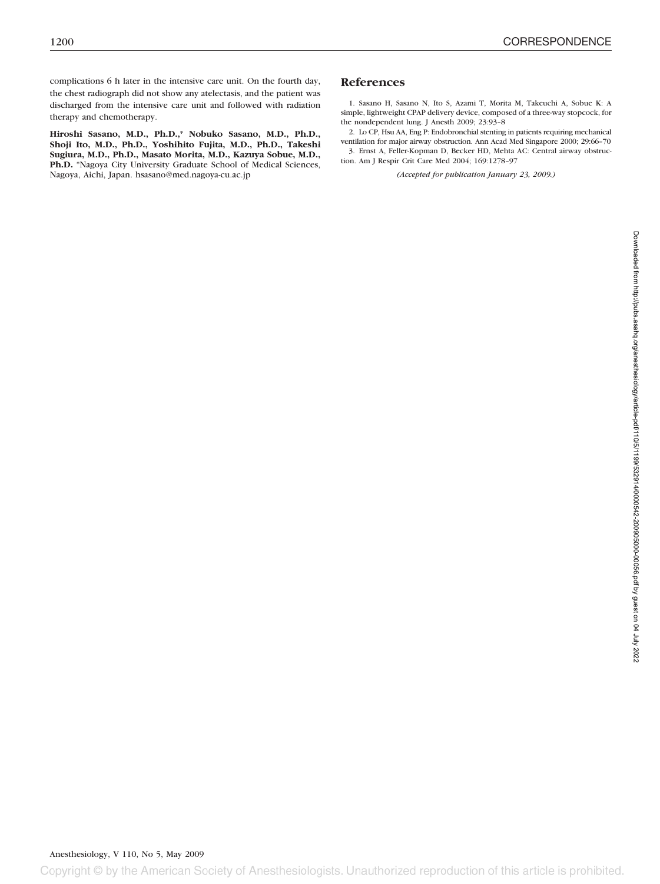complications 6 h later in the intensive care unit. On the fourth day, the chest radiograph did not show any atelectasis, and the patient was discharged from the intensive care unit and followed with radiation therapy and chemotherapy.

**Hiroshi Sasano, M.D., Ph.D.,\* Nobuko Sasano, M.D., Ph.D., Shoji Ito, M.D., Ph.D., Yoshihito Fujita, M.D., Ph.D., Takeshi Sugiura, M.D., Ph.D., Masato Morita, M.D., Kazuya Sobue, M.D., Ph.D.** \*Nagoya City University Graduate School of Medical Sciences, Nagoya, Aichi, Japan. hsasano@med.nagoya-cu.ac.jp

## References

1. Sasano H, Sasano N, Ito S, Azami T, Morita M, Takeuchi A, Sobue K: A simple, lightweight CPAP delivery device, composed of a three-way stopcock, for the nondependent lung. J Anesth 2009; 23:93–8
2. Lo CP, Hsu AA, Eng P: Endobronchial stenting in patients requiring mechanical ventilation for major airway obstruction. Ann Acad Med Singapore 2000; 29:66–70
3. Ernst A, Feller-Kopman D, Becker HD, Mehta AC: Central airway obstruction. Am J Respir Crit Care Med 2004; 169:1278–97

*(Accepted for publication January 23, 2009.)*